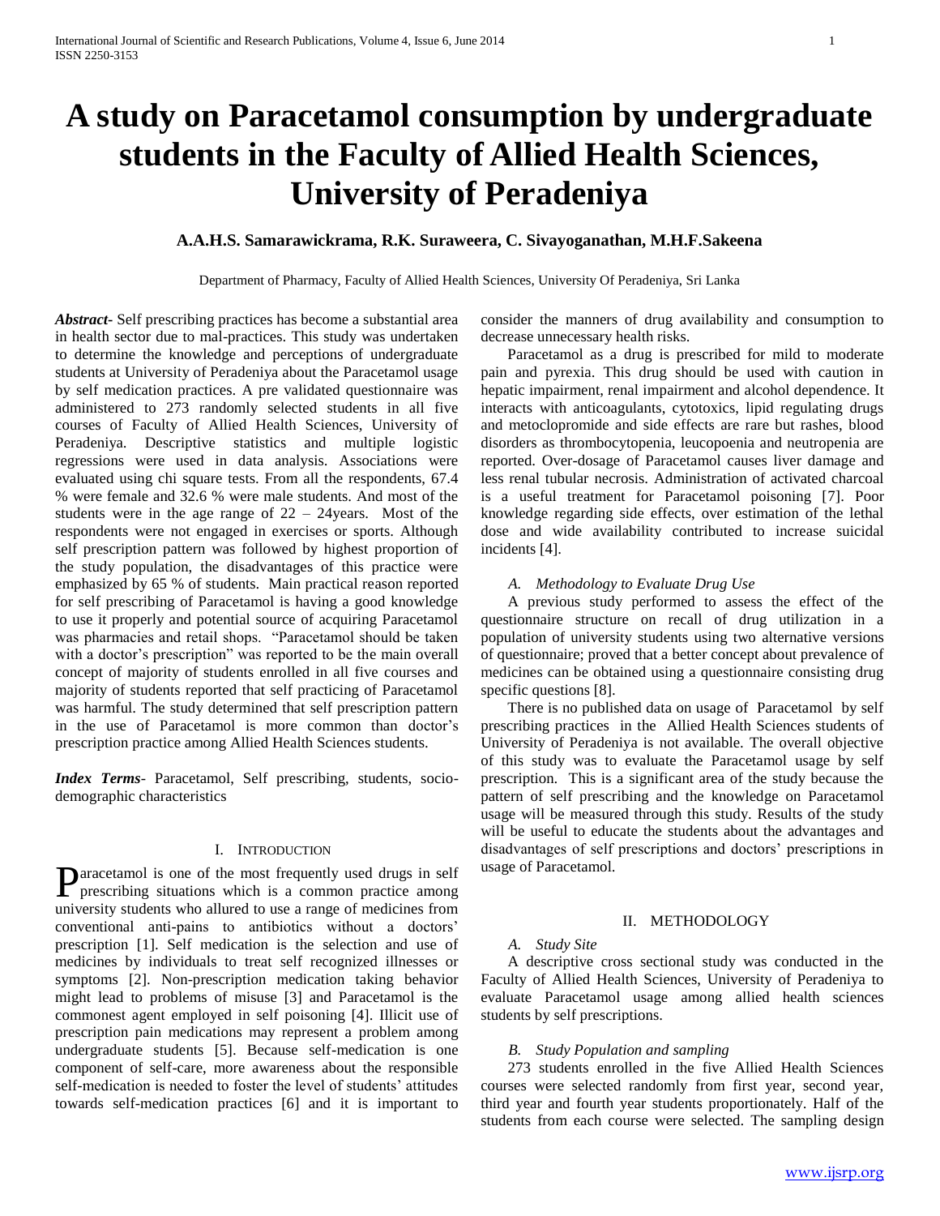# A study on Paracetamol consumption by undergraduate students in the Faculty of Allied Health Sciences, University of Peradeniya

**A.A.H.S. Samarawickrama, R.K. Suraweera, C. Sivayoganathan, M.H.F.Sakeena**

Department of Pharmacy, Faculty of Allied Health Sciences, University Of Peradeniya, Sri Lanka

***Abstract-*** Self prescribing practices has become a substantial area in health sector due to mal-practices. This study was undertaken to determine the knowledge and perceptions of undergraduate students at University of Peradeniya about the Paracetamol usage by self medication practices. A pre validated questionnaire was administered to 273 randomly selected students in all five courses of Faculty of Allied Health Sciences, University of Peradeniya. Descriptive statistics and multiple logistic regressions were used in data analysis. Associations were evaluated using chi square tests. From all the respondents, 67.4 % were female and 32.6 % were male students. And most of the students were in the age range of 22 – 24years. Most of the respondents were not engaged in exercises or sports. Although self prescription pattern was followed by highest proportion of the study population, the disadvantages of this practice were emphasized by 65 % of students. Main practical reason reported for self prescribing of Paracetamol is having a good knowledge to use it properly and potential source of acquiring Paracetamol was pharmacies and retail shops. "Paracetamol should be taken with a doctor's prescription" was reported to be the main overall concept of majority of students enrolled in all five courses and majority of students reported that self practicing of Paracetamol was harmful. The study determined that self prescription pattern in the use of Paracetamol is more common than doctor's prescription practice among Allied Health Sciences students.

***Index Terms-*** Paracetamol, Self prescribing, students, socio-demographic characteristics

## I. Introduction

Paracetamol is one of the most frequently used drugs in self prescribing situations which is a common practice among university students who allured to use a range of medicines from conventional anti-pains to antibiotics without a doctors' prescription [1]. Self medication is the selection and use of medicines by individuals to treat self recognized illnesses or symptoms [2]. Non-prescription medication taking behavior might lead to problems of misuse [3] and Paracetamol is the commonest agent employed in self poisoning [4]. Illicit use of prescription pain medications may represent a problem among undergraduate students [5]. Because self-medication is one component of self-care, more awareness about the responsible self-medication is needed to foster the level of students' attitudes towards self-medication practices [6] and it is important to consider the manners of drug availability and consumption to decrease unnecessary health risks.

Paracetamol as a drug is prescribed for mild to moderate pain and pyrexia. This drug should be used with caution in hepatic impairment, renal impairment and alcohol dependence. It interacts with anticoagulants, cytotoxics, lipid regulating drugs and metoclopromide and side effects are rare but rashes, blood disorders as thrombocytopenia, leucopoenia and neutropenia are reported. Over-dosage of Paracetamol causes liver damage and less renal tubular necrosis. Administration of activated charcoal is a useful treatment for Paracetamol poisoning [7]. Poor knowledge regarding side effects, over estimation of the lethal dose and wide availability contributed to increase suicidal incidents [4].

### *A. Methodology to Evaluate Drug Use*

A previous study performed to assess the effect of the questionnaire structure on recall of drug utilization in a population of university students using two alternative versions of questionnaire; proved that a better concept about prevalence of medicines can be obtained using a questionnaire consisting drug specific questions [8].

There is no published data on usage of Paracetamol by self prescribing practices in the Allied Health Sciences students of University of Peradeniya is not available. The overall objective of this study was to evaluate the Paracetamol usage by self prescription. This is a significant area of the study because the pattern of self prescribing and the knowledge on Paracetamol usage will be measured through this study. Results of the study will be useful to educate the students about the advantages and disadvantages of self prescriptions and doctors' prescriptions in usage of Paracetamol.

## II. Methodology

### *A. Study Site*

A descriptive cross sectional study was conducted in the Faculty of Allied Health Sciences, University of Peradeniya to evaluate Paracetamol usage among allied health sciences students by self prescriptions.

### *B. Study Population and sampling*

273 students enrolled in the five Allied Health Sciences courses were selected randomly from first year, second year, third year and fourth year students proportionately. Half of the students from each course were selected. The sampling design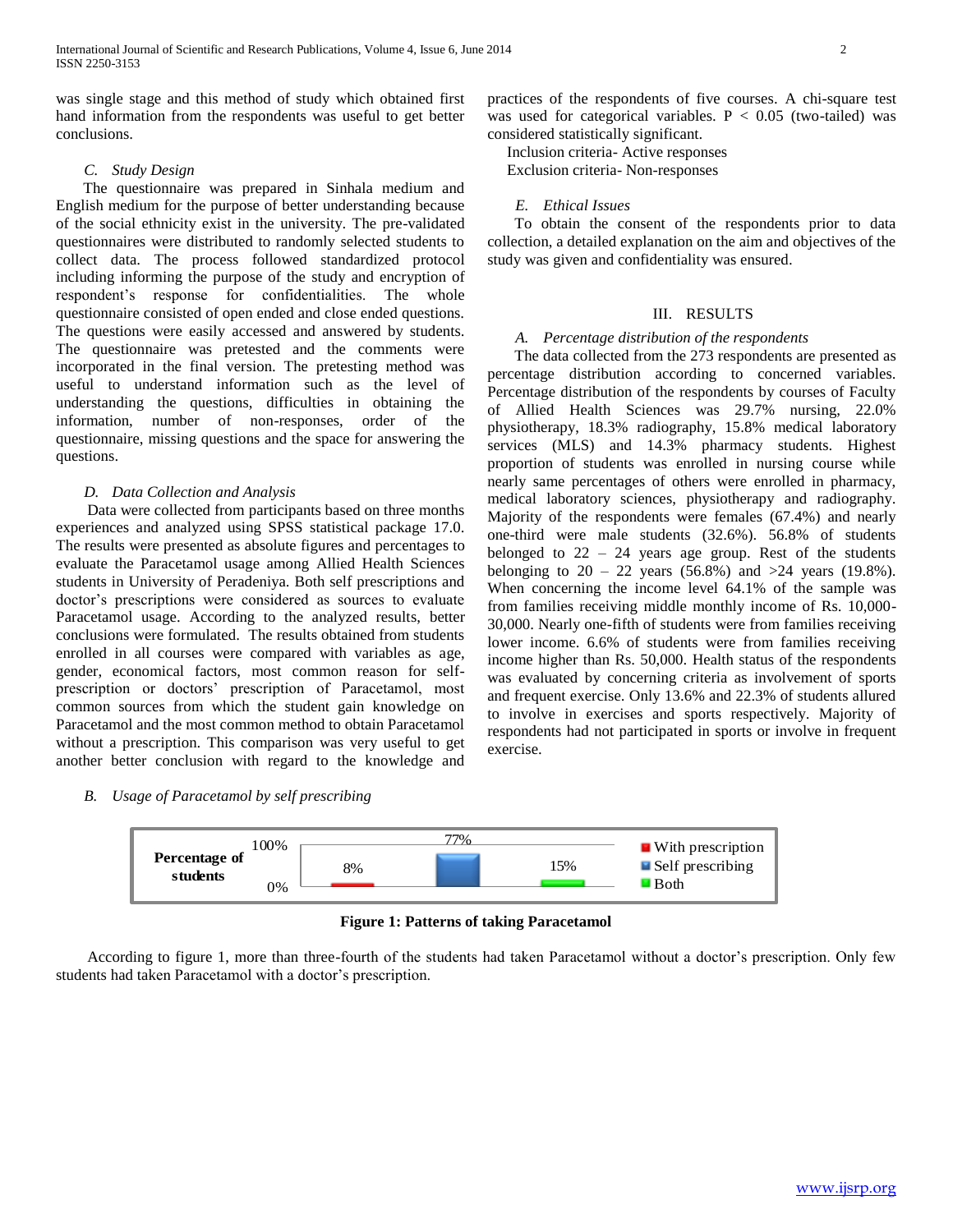was single stage and this method of study which obtained first hand information from the respondents was useful to get better conclusions.

### C. *Study Design*

The questionnaire was prepared in Sinhala medium and English medium for the purpose of better understanding because of the social ethnicity exist in the university. The pre-validated questionnaires were distributed to randomly selected students to collect data. The process followed standardized protocol including informing the purpose of the study and encryption of respondent's response for confidentialities. The whole questionnaire consisted of open ended and close ended questions. The questions were easily accessed and answered by students. The questionnaire was pretested and the comments were incorporated in the final version. The pretesting method was useful to understand information such as the level of understanding the questions, difficulties in obtaining the information, number of non-responses, order of the questionnaire, missing questions and the space for answering the questions.

### D. *Data Collection and Analysis*

Data were collected from participants based on three months experiences and analyzed using SPSS statistical package 17.0. The results were presented as absolute figures and percentages to evaluate the Paracetamol usage among Allied Health Sciences students in University of Peradeniya. Both self prescriptions and doctor's prescriptions were considered as sources to evaluate Paracetamol usage. According to the analyzed results, better conclusions were formulated. The results obtained from students enrolled in all courses were compared with variables as age, gender, economical factors, most common reason for self-prescription or doctors' prescription of Paracetamol, most common sources from which the student gain knowledge on Paracetamol and the most common method to obtain Paracetamol without a prescription. This comparison was very useful to get another better conclusion with regard to the knowledge and practices of the respondents of five courses. A chi-square test was used for categorical variables. $P < 0.05$ (two-tailed) was considered statistically significant.

Inclusion criteria- Active responses
Exclusion criteria- Non-responses

### E. *Ethical Issues*

To obtain the consent of the respondents prior to data collection, a detailed explanation on the aim and objectives of the study was given and confidentiality was ensured.

## III. RESULTS

### A. *Percentage distribution of the respondents*

The data collected from the 273 respondents are presented as percentage distribution according to concerned variables. Percentage distribution of the respondents by courses of Faculty of Allied Health Sciences was 29.7% nursing, 22.0% physiotherapy, 18.3% radiography, 15.8% medical laboratory services (MLS) and 14.3% pharmacy students. Highest proportion of students was enrolled in nursing course while nearly same percentages of others were enrolled in pharmacy, medical laboratory sciences, physiotherapy and radiography. Majority of the respondents were females (67.4%) and nearly one-third were male students (32.6%). 56.8% of students belonged to 22 – 24 years age group. Rest of the students belonging to 20 – 22 years (56.8%) and >24 years (19.8%). When concerning the income level 64.1% of the sample was from families receiving middle monthly income of Rs. 10,000-30,000. Nearly one-fifth of students were from families receiving lower income. 6.6% of students were from families receiving income higher than Rs. 50,000. Health status of the respondents was evaluated by concerning criteria as involvement of sports and frequent exercise. Only 13.6% and 22.3% of students allured to involve in exercises and sports respectively. Majority of respondents had not participated in sports or involve in frequent exercise.

### B. *Usage of Paracetamol by self prescribing*

| Percentage of students | With prescription | Self prescribing | Both |
|---|---|---|---|
| | 8% | 77% | 15% |

**Figure 1: Patterns of taking Paracetamol**

According to figure 1, more than three-fourth of the students had taken Paracetamol without a doctor's prescription. Only few students had taken Paracetamol with a doctor's prescription.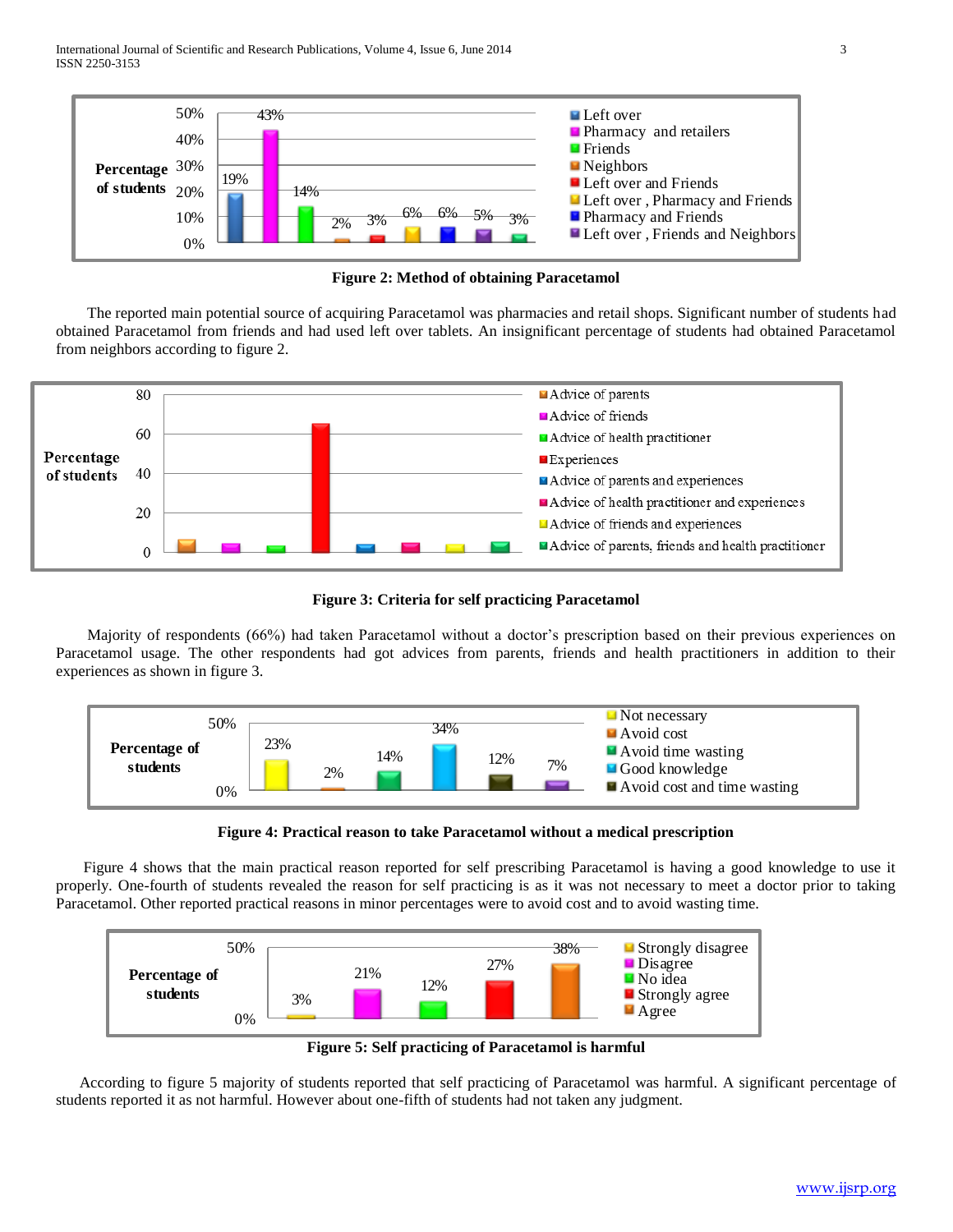Figure 2: Method of obtaining Paracetamol

The reported main potential source of acquiring Paracetamol was pharmacies and retail shops. Significant number of students had obtained Paracetamol from friends and had used left over tablets. An insignificant percentage of students had obtained Paracetamol from neighbors according to figure 2.

Figure 3: Criteria for self practicing Paracetamol

Majority of respondents (66%) had taken Paracetamol without a doctor's prescription based on their previous experiences on Paracetamol usage. The other respondents had got advices from parents, friends and health practitioners in addition to their experiences as shown in figure 3.

Figure 4: Practical reason to take Paracetamol without a medical prescription

Figure 4 shows that the main practical reason reported for self prescribing Paracetamol is having a good knowledge to use it properly. One-fourth of students revealed the reason for self practicing is as it was not necessary to meet a doctor prior to taking Paracetamol. Other reported practical reasons in minor percentages were to avoid cost and to avoid wasting time.

Figure 5: Self practicing of Paracetamol is harmful

According to figure 5 majority of students reported that self practicing of Paracetamol was harmful. A significant percentage of students reported it as not harmful. However about one-fifth of students had not taken any judgment.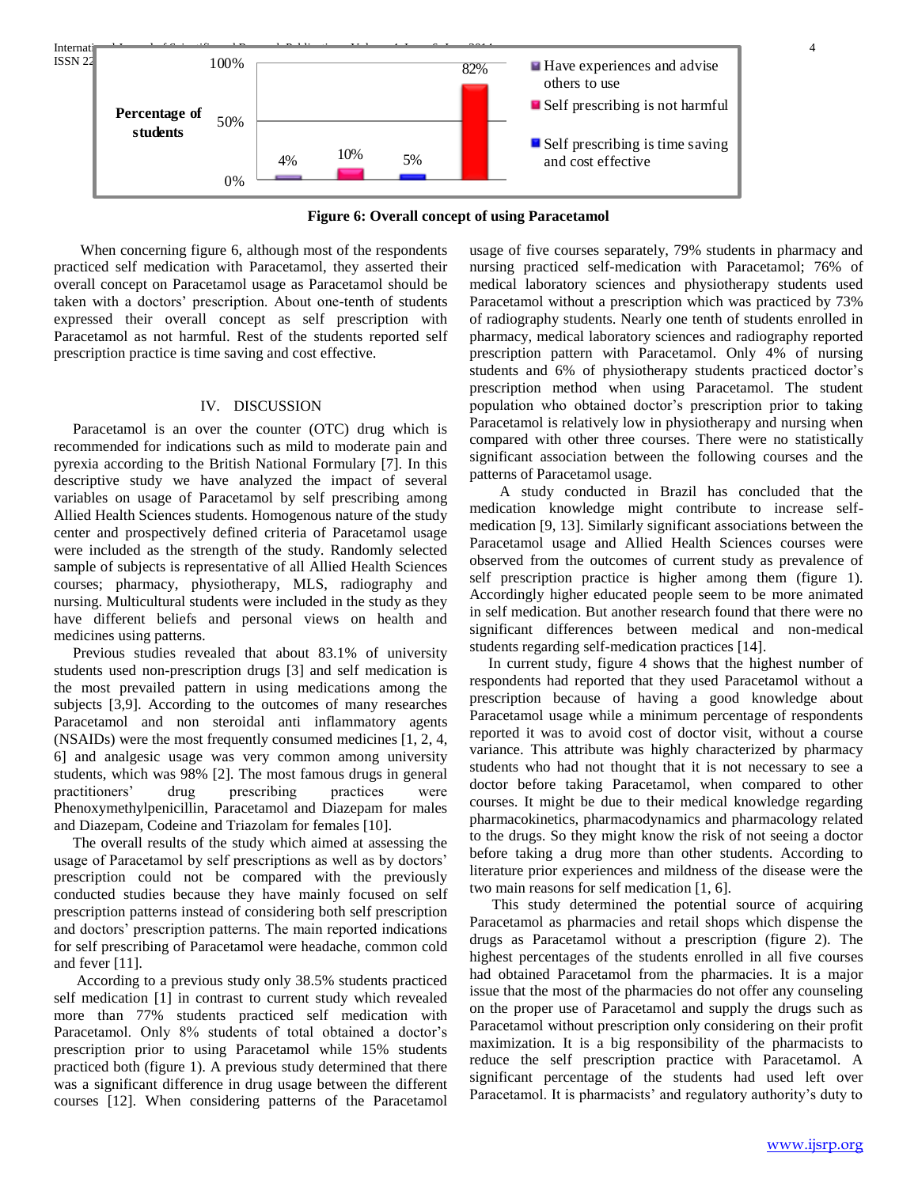Figure 6: Overall concept of using Paracetamol

When concerning figure 6, although most of the respondents practiced self medication with Paracetamol, they asserted their overall concept on Paracetamol usage as Paracetamol should be taken with a doctors' prescription. About one-tenth of students expressed their overall concept as self prescription with Paracetamol as not harmful. Rest of the students reported self prescription practice is time saving and cost effective.

## IV. DISCUSSION

Paracetamol is an over the counter (OTC) drug which is recommended for indications such as mild to moderate pain and pyrexia according to the British National Formulary [7]. In this descriptive study we have analyzed the impact of several variables on usage of Paracetamol by self prescribing among Allied Health Sciences students. Homogenous nature of the study center and prospectively defined criteria of Paracetamol usage were included as the strength of the study. Randomly selected sample of subjects is representative of all Allied Health Sciences courses; pharmacy, physiotherapy, MLS, radiography and nursing. Multicultural students were included in the study as they have different beliefs and personal views on health and medicines using patterns.

Previous studies revealed that about 83.1% of university students used non-prescription drugs [3] and self medication is the most prevailed pattern in using medications among the subjects [3,9]. According to the outcomes of many researches Paracetamol and non steroidal anti inflammatory agents (NSAIDs) were the most frequently consumed medicines [1, 2, 4, 6] and analgesic usage was very common among university students, which was 98% [2]. The most famous drugs in general practitioners' drug prescribing practices were Phenoxymethylpenicillin, Paracetamol and Diazepam for males and Diazepam, Codeine and Triazolam for females [10].

The overall results of the study which aimed at assessing the usage of Paracetamol by self prescriptions as well as by doctors' prescription could not be compared with the previously conducted studies because they have mainly focused on self prescription patterns instead of considering both self prescription and doctors' prescription patterns. The main reported indications for self prescribing of Paracetamol were headache, common cold and fever [11].

According to a previous study only 38.5% students practiced self medication [1] in contrast to current study which revealed more than 77% students practiced self medication with Paracetamol. Only 8% students of total obtained a doctor's prescription prior to using Paracetamol while 15% students practiced both (figure 1). A previous study determined that there was a significant difference in drug usage between the different courses [12]. When considering patterns of the Paracetamol usage of five courses separately, 79% students in pharmacy and nursing practiced self-medication with Paracetamol; 76% of medical laboratory sciences and physiotherapy students used Paracetamol without a prescription which was practiced by 73% of radiography students. Nearly one tenth of students enrolled in pharmacy, medical laboratory sciences and radiography reported prescription pattern with Paracetamol. Only 4% of nursing students and 6% of physiotherapy students practiced doctor's prescription method when using Paracetamol. The student population who obtained doctor's prescription prior to taking Paracetamol is relatively low in physiotherapy and nursing when compared with other three courses. There were no statistically significant association between the following courses and the patterns of Paracetamol usage.

A study conducted in Brazil has concluded that the medication knowledge might contribute to increase self-medication [9, 13]. Similarly significant associations between the Paracetamol usage and Allied Health Sciences courses were observed from the outcomes of current study as prevalence of self prescription practice is higher among them (figure 1). Accordingly higher educated people seem to be more animated in self medication. But another research found that there were no significant differences between medical and non-medical students regarding self-medication practices [14].

In current study, figure 4 shows that the highest number of respondents had reported that they used Paracetamol without a prescription because of having a good knowledge about Paracetamol usage while a minimum percentage of respondents reported it was to avoid cost of doctor visit, without a course variance. This attribute was highly characterized by pharmacy students who had not thought that it is not necessary to see a doctor before taking Paracetamol, when compared to other courses. It might be due to their medical knowledge regarding pharmacokinetics, pharmacodynamics and pharmacology related to the drugs. So they might know the risk of not seeing a doctor before taking a drug more than other students. According to literature prior experiences and mildness of the disease were the two main reasons for self medication [1, 6].

This study determined the potential source of acquiring Paracetamol as pharmacies and retail shops which dispense the drugs as Paracetamol without a prescription (figure 2). The highest percentages of the students enrolled in all five courses had obtained Paracetamol from the pharmacies. It is a major issue that the most of the pharmacies do not offer any counseling on the proper use of Paracetamol and supply the drugs such as Paracetamol without prescription only considering on their profit maximization. It is a big responsibility of the pharmacists to reduce the self prescription practice with Paracetamol. A significant percentage of the students had used left over Paracetamol. It is pharmacists' and regulatory authority's duty to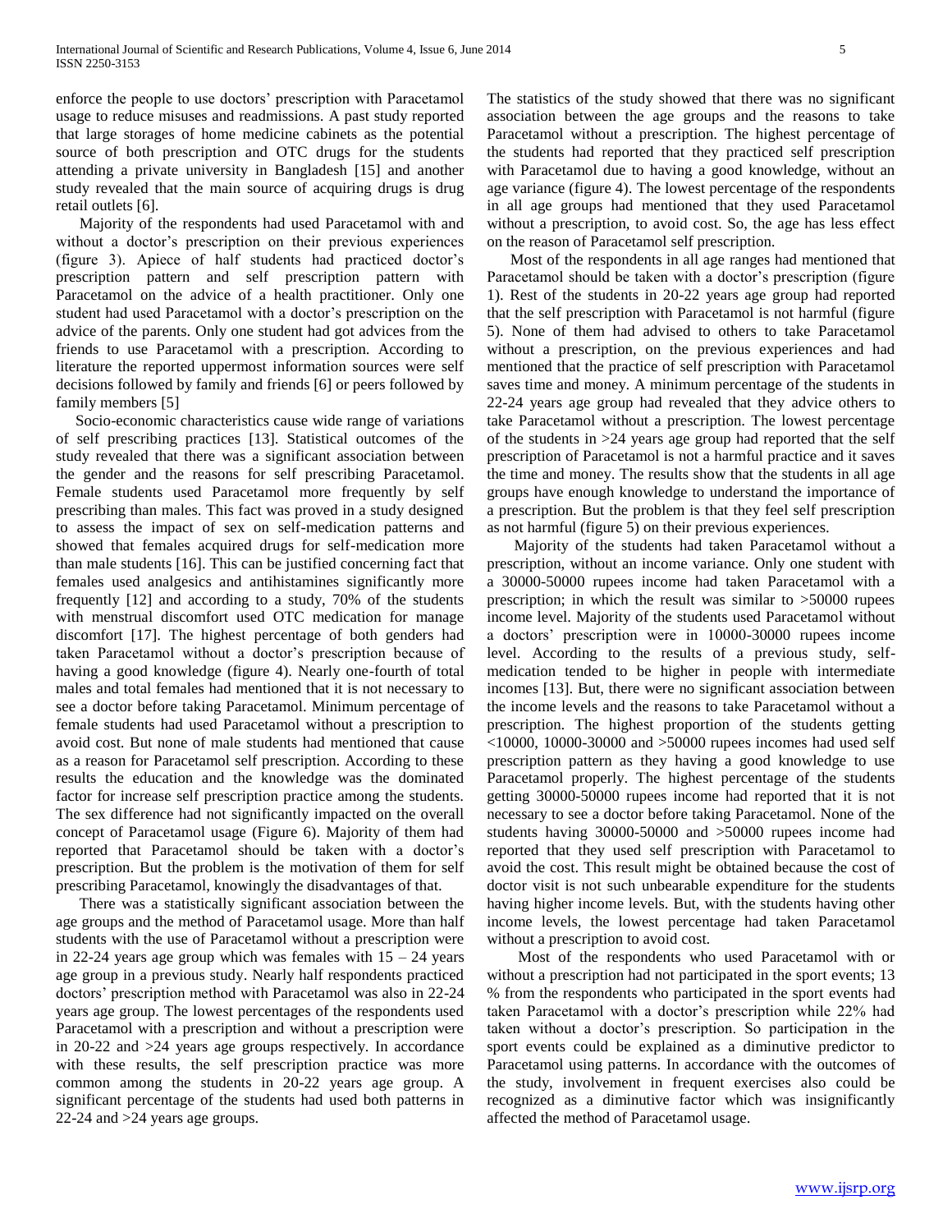enforce the people to use doctors' prescription with Paracetamol usage to reduce misuses and readmissions. A past study reported that large storages of home medicine cabinets as the potential source of both prescription and OTC drugs for the students attending a private university in Bangladesh [15] and another study revealed that the main source of acquiring drugs is drug retail outlets [6].

Majority of the respondents had used Paracetamol with and without a doctor's prescription on their previous experiences (figure 3). Apiece of half students had practiced doctor's prescription pattern and self prescription pattern with Paracetamol on the advice of a health practitioner. Only one student had used Paracetamol with a doctor's prescription on the advice of the parents. Only one student had got advices from the friends to use Paracetamol with a prescription. According to literature the reported uppermost information sources were self decisions followed by family and friends [6] or peers followed by family members [5]

Socio-economic characteristics cause wide range of variations of self prescribing practices [13]. Statistical outcomes of the study revealed that there was a significant association between the gender and the reasons for self prescribing Paracetamol. Female students used Paracetamol more frequently by self prescribing than males. This fact was proved in a study designed to assess the impact of sex on self-medication patterns and showed that females acquired drugs for self-medication more than male students [16]. This can be justified concerning fact that females used analgesics and antihistamines significantly more frequently [12] and according to a study, 70% of the students with menstrual discomfort used OTC medication for manage discomfort [17]. The highest percentage of both genders had taken Paracetamol without a doctor's prescription because of having a good knowledge (figure 4). Nearly one-fourth of total males and total females had mentioned that it is not necessary to see a doctor before taking Paracetamol. Minimum percentage of female students had used Paracetamol without a prescription to avoid cost. But none of male students had mentioned that cause as a reason for Paracetamol self prescription. According to these results the education and the knowledge was the dominated factor for increase self prescription practice among the students. The sex difference had not significantly impacted on the overall concept of Paracetamol usage (Figure 6). Majority of them had reported that Paracetamol should be taken with a doctor's prescription. But the problem is the motivation of them for self prescribing Paracetamol, knowingly the disadvantages of that.

There was a statistically significant association between the age groups and the method of Paracetamol usage. More than half students with the use of Paracetamol without a prescription were in 22-24 years age group which was females with 15 – 24 years age group in a previous study. Nearly half respondents practiced doctors' prescription method with Paracetamol was also in 22-24 years age group. The lowest percentages of the respondents used Paracetamol with a prescription and without a prescription were in 20-22 and >24 years age groups respectively. In accordance with these results, the self prescription practice was more common among the students in 20-22 years age group. A significant percentage of the students had used both patterns in 22-24 and >24 years age groups.

The statistics of the study showed that there was no significant association between the age groups and the reasons to take Paracetamol without a prescription. The highest percentage of the students had reported that they practiced self prescription with Paracetamol due to having a good knowledge, without an age variance (figure 4). The lowest percentage of the respondents in all age groups had mentioned that they used Paracetamol without a prescription, to avoid cost. So, the age has less effect on the reason of Paracetamol self prescription.

Most of the respondents in all age ranges had mentioned that Paracetamol should be taken with a doctor's prescription (figure 1). Rest of the students in 20-22 years age group had reported that the self prescription with Paracetamol is not harmful (figure 5). None of them had advised to others to take Paracetamol without a prescription, on the previous experiences and had mentioned that the practice of self prescription with Paracetamol saves time and money. A minimum percentage of the students in 22-24 years age group had revealed that they advice others to take Paracetamol without a prescription. The lowest percentage of the students in >24 years age group had reported that the self prescription of Paracetamol is not a harmful practice and it saves the time and money. The results show that the students in all age groups have enough knowledge to understand the importance of a prescription. But the problem is that they feel self prescription as not harmful (figure 5) on their previous experiences.

Majority of the students had taken Paracetamol without a prescription, without an income variance. Only one student with a 30000-50000 rupees income had taken Paracetamol with a prescription; in which the result was similar to >50000 rupees income level. Majority of the students used Paracetamol without a doctors' prescription were in 10000-30000 rupees income level. According to the results of a previous study, self-medication tended to be higher in people with intermediate incomes [13]. But, there were no significant association between the income levels and the reasons to take Paracetamol without a prescription. The highest proportion of the students getting <10000, 10000-30000 and >50000 rupees incomes had used self prescription pattern as they having a good knowledge to use Paracetamol properly. The highest percentage of the students getting 30000-50000 rupees income had reported that it is not necessary to see a doctor before taking Paracetamol. None of the students having 30000-50000 and >50000 rupees income had reported that they used self prescription with Paracetamol to avoid the cost. This result might be obtained because the cost of doctor visit is not such unbearable expenditure for the students having higher income levels. But, with the students having other income levels, the lowest percentage had taken Paracetamol without a prescription to avoid cost.

Most of the respondents who used Paracetamol with or without a prescription had not participated in the sport events; 13 % from the respondents who participated in the sport events had taken Paracetamol with a doctor's prescription while 22% had taken without a doctor's prescription. So participation in the sport events could be explained as a diminutive predictor to Paracetamol using patterns. In accordance with the outcomes of the study, involvement in frequent exercises also could be recognized as a diminutive factor which was insignificantly affected the method of Paracetamol usage.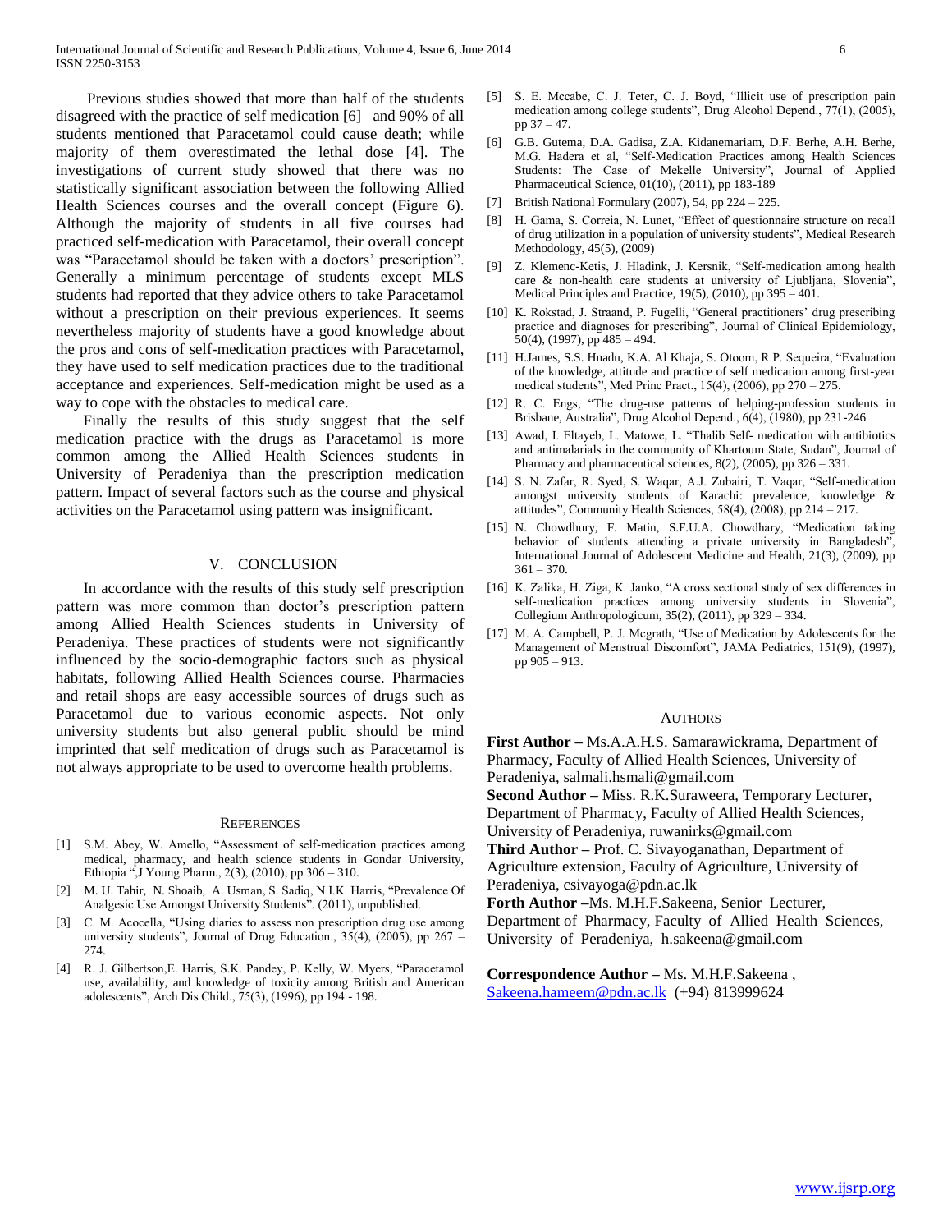Previous studies showed that more than half of the students disagreed with the practice of self medication [6] and 90% of all students mentioned that Paracetamol could cause death; while majority of them overestimated the lethal dose [4]. The investigations of current study showed that there was no statistically significant association between the following Allied Health Sciences courses and the overall concept (Figure 6). Although the majority of students in all five courses had practiced self-medication with Paracetamol, their overall concept was "Paracetamol should be taken with a doctors' prescription". Generally a minimum percentage of students except MLS students had reported that they advice others to take Paracetamol without a prescription on their previous experiences. It seems nevertheless majority of students have a good knowledge about the pros and cons of self-medication practices with Paracetamol, they have used to self medication practices due to the traditional acceptance and experiences. Self-medication might be used as a way to cope with the obstacles to medical care.

Finally the results of this study suggest that the self medication practice with the drugs as Paracetamol is more common among the Allied Health Sciences students in University of Peradeniya than the prescription medication pattern. Impact of several factors such as the course and physical activities on the Paracetamol using pattern was insignificant.

## V. CONCLUSION

In accordance with the results of this study self prescription pattern was more common than doctor's prescription pattern among Allied Health Sciences students in University of Peradeniya. These practices of students were not significantly influenced by the socio-demographic factors such as physical habitats, following Allied Health Sciences course. Pharmacies and retail shops are easy accessible sources of drugs such as Paracetamol due to various economic aspects. Not only university students but also general public should be mind imprinted that self medication of drugs such as Paracetamol is not always appropriate to be used to overcome health problems.

## REFERENCES

[1] S.M. Abey, W. Amello, "Assessment of self-medication practices among medical, pharmacy, and health science students in Gondar University, Ethiopia ",J Young Pharm., 2(3), (2010), pp 306 – 310.

[2] M. U. Tahir, N. Shoaib, A. Usman, S. Sadiq, N.I.K. Harris, "Prevalence Of Analgesic Use Amongst University Students". (2011), unpublished.

[3] C. M. Acocella, "Using diaries to assess non prescription drug use among university students", Journal of Drug Education., 35(4), (2005), pp 267 – 274.

[4] R. J. Gilbertson,E. Harris, S.K. Pandey, P. Kelly, W. Myers, "Paracetamol use, availability, and knowledge of toxicity among British and American adolescents", Arch Dis Child., 75(3), (1996), pp 194 - 198.

[5] S. E. Mccabe, C. J. Teter, C. J. Boyd, "Illicit use of prescription pain medication among college students", Drug Alcohol Depend., 77(1), (2005), pp 37 – 47.

[6] G.B. Gutema, D.A. Gadisa, Z.A. Kidanemariam, D.F. Berhe, A.H. Berhe, M.G. Hadera et al, "Self-Medication Practices among Health Sciences Students: The Case of Mekelle University", Journal of Applied Pharmaceutical Science, 01(10), (2011), pp 183-189

[7] British National Formulary (2007), 54, pp 224 – 225.

[8] H. Gama, S. Correia, N. Lunet, "Effect of questionnaire structure on recall of drug utilization in a population of university students", Medical Research Methodology, 45(5), (2009)

[9] Z. Klemenc-Ketis, J. Hladink, J. Kersnik, "Self-medication among health care & non-health care students at university of Ljubljana, Slovenia", Medical Principles and Practice, 19(5), (2010), pp 395 – 401.

[10] K. Rokstad, J. Straand, P. Fugelli, "General practitioners' drug prescribing practice and diagnoses for prescribing", Journal of Clinical Epidemiology, 50(4), (1997), pp 485 – 494.

[11] H.James, S.S. Hnadu, K.A. Al Khaja, S. Otoom, R.P. Sequeira, "Evaluation of the knowledge, attitude and practice of self medication among first-year medical students", Med Princ Pract., 15(4), (2006), pp 270 – 275.

[12] R. C. Engs, "The drug-use patterns of helping-profession students in Brisbane, Australia", Drug Alcohol Depend., 6(4), (1980), pp 231-246

[13] Awad, I. Eltayeb, L. Matowe, L. "Thalib Self- medication with antibiotics and antimalarials in the community of Khartoum State, Sudan", Journal of Pharmacy and pharmaceutical sciences, 8(2), (2005), pp 326 – 331.

[14] S. N. Zafar, R. Syed, S. Waqar, A.J. Zubairi, T. Vaqar, "Self-medication amongst university students of Karachi: prevalence, knowledge & attitudes", Community Health Sciences, 58(4), (2008), pp 214 – 217.

[15] N. Chowdhury, F. Matin, S.F.U.A. Chowdhary, "Medication taking behavior of students attending a private university in Bangladesh", International Journal of Adolescent Medicine and Health, 21(3), (2009), pp 361 – 370.

[16] K. Zalika, H. Ziga, K. Janko, "A cross sectional study of sex differences in self-medication practices among university students in Slovenia", Collegium Anthropologicum, 35(2), (2011), pp 329 – 334.

[17] M. A. Campbell, P. J. Mcgrath, "Use of Medication by Adolescents for the Management of Menstrual Discomfort", JAMA Pediatrics, 151(9), (1997), pp 905 – 913.

## AUTHORS

**First Author –** Ms.A.A.H.S. Samarawickrama, Department of Pharmacy, Faculty of Allied Health Sciences, University of Peradeniya, salmali.hsmali@gmail.com

**Second Author –** Miss. R.K.Suraweera, Temporary Lecturer, Department of Pharmacy, Faculty of Allied Health Sciences, University of Peradeniya, ruwanirks@gmail.com

**Third Author –** Prof. C. Sivayoganathan, Department of Agriculture extension, Faculty of Agriculture, University of Peradeniya, csivayoga@pdn.ac.lk

**Forth Author –**Ms. M.H.F.Sakeena, Senior Lecturer, Department of Pharmacy, Faculty of Allied Health Sciences, University of Peradeniya, h.sakeena@gmail.com

**Correspondence Author –** Ms. M.H.F.Sakeena , Sakeena.hameem@pdn.ac.lk (+94) 813999624